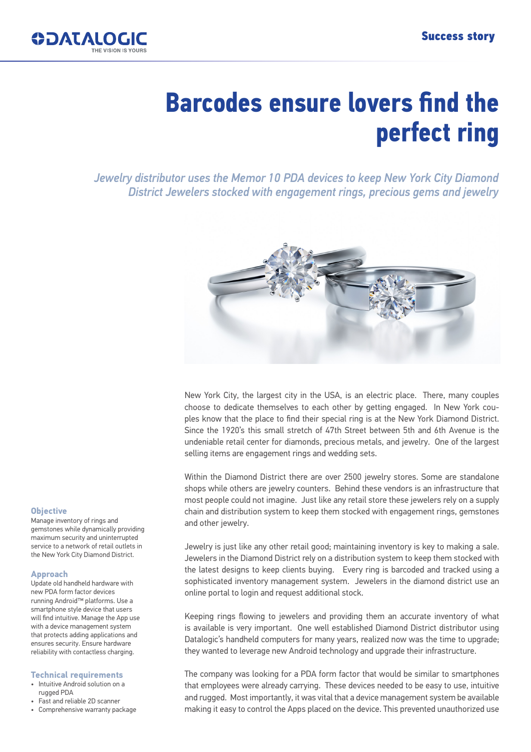DATALOGIC
THE VISION IS YOURS

Success story

# Barcodes ensure lovers find the perfect ring

*Jewelry distributor uses the Memor 10 PDA devices to keep New York City Diamond District Jewelers stocked with engagement rings, precious gems and jewelry*

New York City, the largest city in the USA, is an electric place. There, many couples choose to dedicate themselves to each other by getting engaged. In New York couples know that the place to find their special ring is at the New York Diamond District. Since the 1920's this small stretch of 47th Street between 5th and 6th Avenue is the undeniable retail center for diamonds, precious metals, and jewelry. One of the largest selling items are engagement rings and wedding sets.

Within the Diamond District there are over 2500 jewelry stores. Some are standalone shops while others are jewelry counters. Behind these vendors is an infrastructure that most people could not imagine. Just like any retail store these jewelers rely on a supply chain and distribution system to keep them stocked with engagement rings, gemstones and other jewelry.

Jewelry is just like any other retail good; maintaining inventory is key to making a sale. Jewelers in the Diamond District rely on a distribution system to keep them stocked with the latest designs to keep clients buying. Every ring is barcoded and tracked using a sophisticated inventory management system. Jewelers in the diamond district use an online portal to login and request additional stock.

Keeping rings flowing to jewelers and providing them an accurate inventory of what is available is very important. One well established Diamond District distributor using Datalogic's handheld computers for many years, realized now was the time to upgrade; they wanted to leverage new Android technology and upgrade their infrastructure.

The company was looking for a PDA form factor that would be similar to smartphones that employees were already carrying. These devices needed to be easy to use, intuitive and rugged. Most importantly, it was vital that a device management system be available making it easy to control the Apps placed on the device. This prevented unauthorized use

### Objective

Manage inventory of rings and gemstones while dynamically providing maximum security and uninterrupted service to a network of retail outlets in the New York City Diamond District.

### Approach

Update old handheld hardware with new PDA form factor devices running Android™ platforms. Use a smartphone style device that users will find intuitive. Manage the App use with a device management system that protects adding applications and ensures security. Ensure hardware reliability with contactless charging.

### Technical requirements

- Intuitive Android solution on a rugged PDA
- Fast and reliable 2D scanner
- Comprehensive warranty package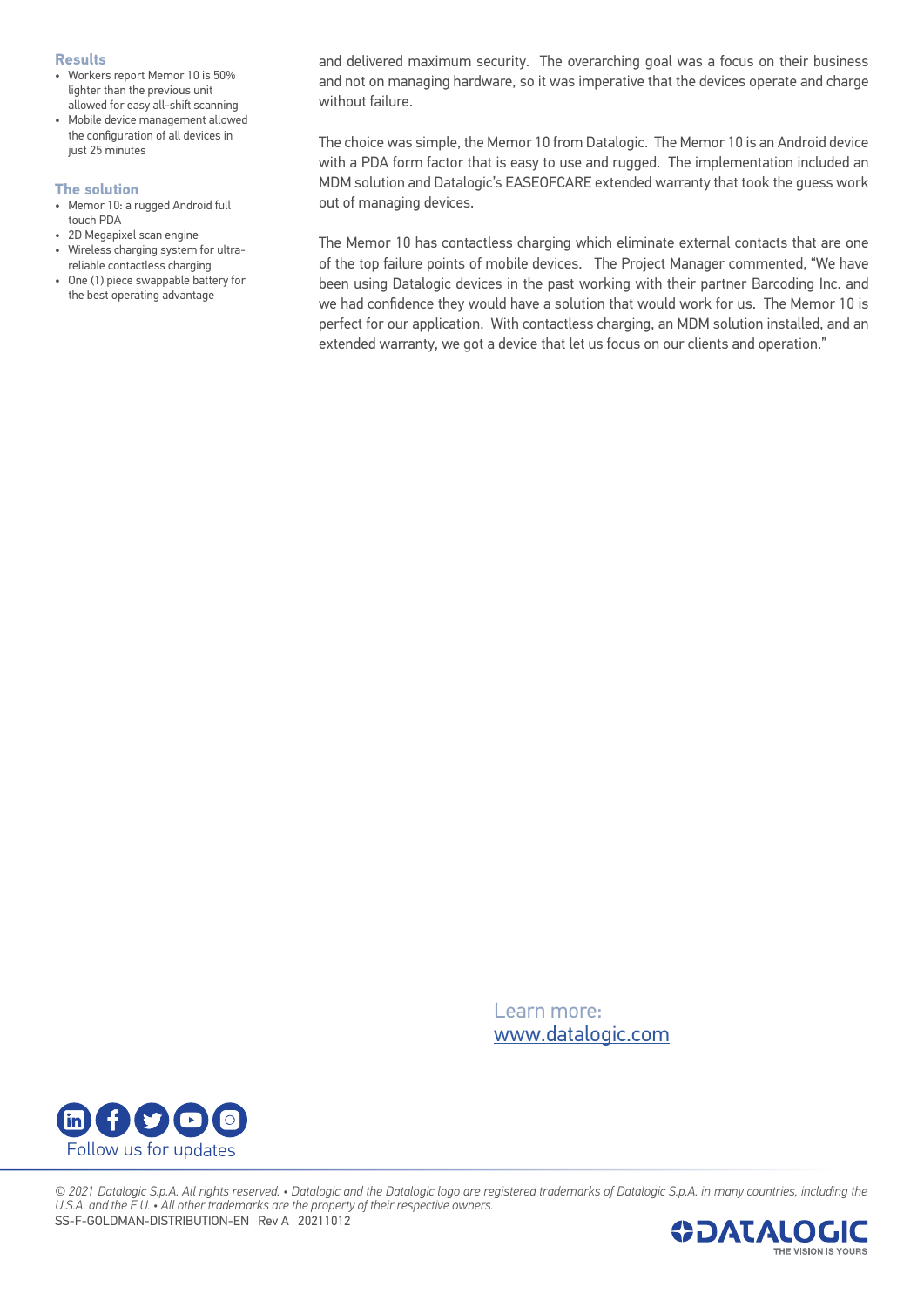### Results

- Workers report Memor 10 is 50% lighter than the previous unit allowed for easy all-shift scanning
- Mobile device management allowed the configuration of all devices in just 25 minutes

### The solution

- Memor 10: a rugged Android full touch PDA
- 2D Megapixel scan engine
- Wireless charging system for ultra-reliable contactless charging
- One (1) piece swappable battery for the best operating advantage

and delivered maximum security. The overarching goal was a focus on their business and not on managing hardware, so it was imperative that the devices operate and charge without failure.

The choice was simple, the Memor 10 from Datalogic. The Memor 10 is an Android device with a PDA form factor that is easy to use and rugged. The implementation included an MDM solution and Datalogic's EASEOFCARE extended warranty that took the guess work out of managing devices.

The Memor 10 has contactless charging which eliminate external contacts that are one of the top failure points of mobile devices. The Project Manager commented, "We have been using Datalogic devices in the past working with their partner Barcoding Inc. and we had confidence they would have a solution that would work for us. The Memor 10 is perfect for our application. With contactless charging, an MDM solution installed, and an extended warranty, we got a device that let us focus on our clients and operation."

Learn more:
www.datalogic.com

Follow us for updates

*© 2021 Datalogic S.p.A. All rights reserved. • Datalogic and the Datalogic logo are registered trademarks of Datalogic S.p.A. in many countries, including the U.S.A. and the E.U. • All other trademarks are the property of their respective owners.*
SS-F-GOLDMAN-DISTRIBUTION-EN Rev A 20211012

DATALOGIC
THE VISION IS YOURS